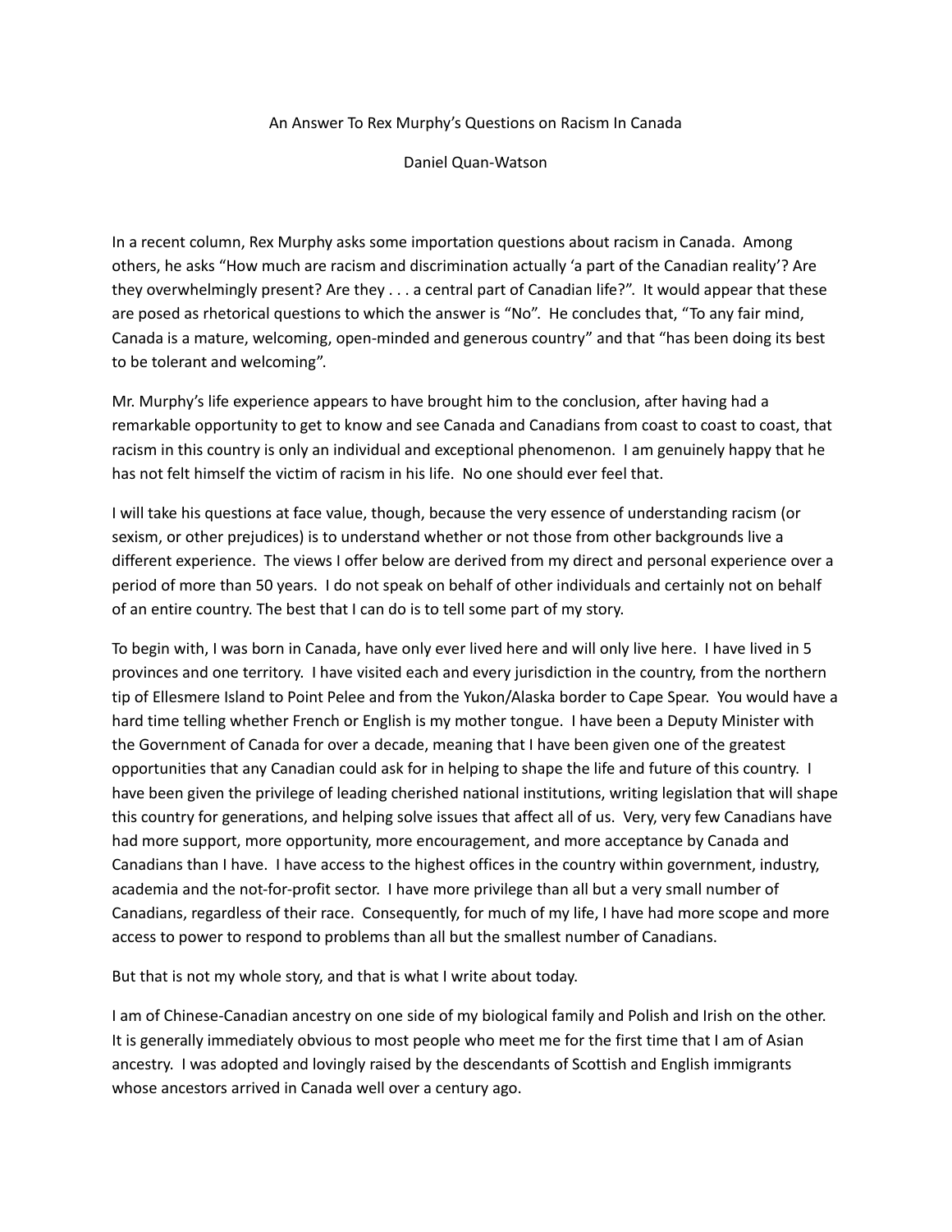# An Answer To Rex Murphy's Questions on Racism In Canada

Daniel Quan-Watson

In a recent column, Rex Murphy asks some importation questions about racism in Canada. Among others, he asks "How much are racism and discrimination actually 'a part of the Canadian reality'? Are they overwhelmingly present? Are they . . . a central part of Canadian life?". It would appear that these are posed as rhetorical questions to which the answer is "No". He concludes that, "To any fair mind, Canada is a mature, welcoming, open-minded and generous country" and that "has been doing its best to be tolerant and welcoming".

Mr. Murphy's life experience appears to have brought him to the conclusion, after having had a remarkable opportunity to get to know and see Canada and Canadians from coast to coast to coast, that racism in this country is only an individual and exceptional phenomenon. I am genuinely happy that he has not felt himself the victim of racism in his life. No one should ever feel that.

I will take his questions at face value, though, because the very essence of understanding racism (or sexism, or other prejudices) is to understand whether or not those from other backgrounds live a different experience. The views I offer below are derived from my direct and personal experience over a period of more than 50 years. I do not speak on behalf of other individuals and certainly not on behalf of an entire country. The best that I can do is to tell some part of my story.

To begin with, I was born in Canada, have only ever lived here and will only live here. I have lived in 5 provinces and one territory. I have visited each and every jurisdiction in the country, from the northern tip of Ellesmere Island to Point Pelee and from the Yukon/Alaska border to Cape Spear. You would have a hard time telling whether French or English is my mother tongue. I have been a Deputy Minister with the Government of Canada for over a decade, meaning that I have been given one of the greatest opportunities that any Canadian could ask for in helping to shape the life and future of this country. I have been given the privilege of leading cherished national institutions, writing legislation that will shape this country for generations, and helping solve issues that affect all of us. Very, very few Canadians have had more support, more opportunity, more encouragement, and more acceptance by Canada and Canadians than I have. I have access to the highest offices in the country within government, industry, academia and the not-for-profit sector. I have more privilege than all but a very small number of Canadians, regardless of their race. Consequently, for much of my life, I have had more scope and more access to power to respond to problems than all but the smallest number of Canadians.

But that is not my whole story, and that is what I write about today.

I am of Chinese-Canadian ancestry on one side of my biological family and Polish and Irish on the other. It is generally immediately obvious to most people who meet me for the first time that I am of Asian ancestry. I was adopted and lovingly raised by the descendants of Scottish and English immigrants whose ancestors arrived in Canada well over a century ago.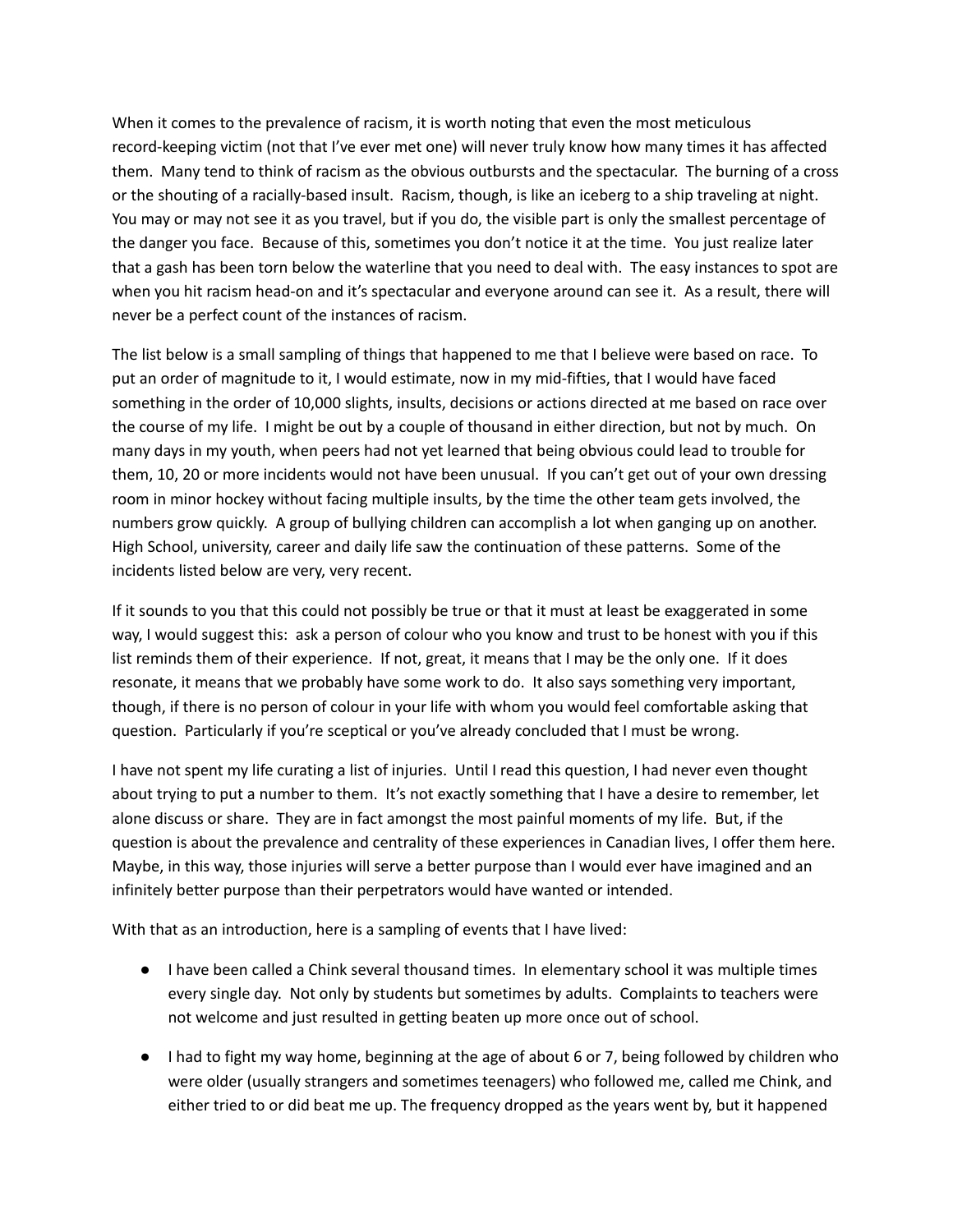When it comes to the prevalence of racism, it is worth noting that even the most meticulous record-keeping victim (not that I've ever met one) will never truly know how many times it has affected them. Many tend to think of racism as the obvious outbursts and the spectacular. The burning of a cross or the shouting of a racially-based insult. Racism, though, is like an iceberg to a ship traveling at night. You may or may not see it as you travel, but if you do, the visible part is only the smallest percentage of the danger you face. Because of this, sometimes you don't notice it at the time. You just realize later that a gash has been torn below the waterline that you need to deal with. The easy instances to spot are when you hit racism head-on and it's spectacular and everyone around can see it. As a result, there will never be a perfect count of the instances of racism.

The list below is a small sampling of things that happened to me that I believe were based on race. To put an order of magnitude to it, I would estimate, now in my mid-fifties, that I would have faced something in the order of 10,000 slights, insults, decisions or actions directed at me based on race over the course of my life. I might be out by a couple of thousand in either direction, but not by much. On many days in my youth, when peers had not yet learned that being obvious could lead to trouble for them, 10, 20 or more incidents would not have been unusual. If you can't get out of your own dressing room in minor hockey without facing multiple insults, by the time the other team gets involved, the numbers grow quickly. A group of bullying children can accomplish a lot when ganging up on another. High School, university, career and daily life saw the continuation of these patterns. Some of the incidents listed below are very, very recent.

If it sounds to you that this could not possibly be true or that it must at least be exaggerated in some way, I would suggest this: ask a person of colour who you know and trust to be honest with you if this list reminds them of their experience. If not, great, it means that I may be the only one. If it does resonate, it means that we probably have some work to do. It also says something very important, though, if there is no person of colour in your life with whom you would feel comfortable asking that question. Particularly if you're sceptical or you've already concluded that I must be wrong.

I have not spent my life curating a list of injuries. Until I read this question, I had never even thought about trying to put a number to them. It's not exactly something that I have a desire to remember, let alone discuss or share. They are in fact amongst the most painful moments of my life. But, if the question is about the prevalence and centrality of these experiences in Canadian lives, I offer them here. Maybe, in this way, those injuries will serve a better purpose than I would ever have imagined and an infinitely better purpose than their perpetrators would have wanted or intended.

With that as an introduction, here is a sampling of events that I have lived:

- I have been called a Chink several thousand times. In elementary school it was multiple times every single day. Not only by students but sometimes by adults. Complaints to teachers were not welcome and just resulted in getting beaten up more once out of school.
- I had to fight my way home, beginning at the age of about 6 or 7, being followed by children who were older (usually strangers and sometimes teenagers) who followed me, called me Chink, and either tried to or did beat me up. The frequency dropped as the years went by, but it happened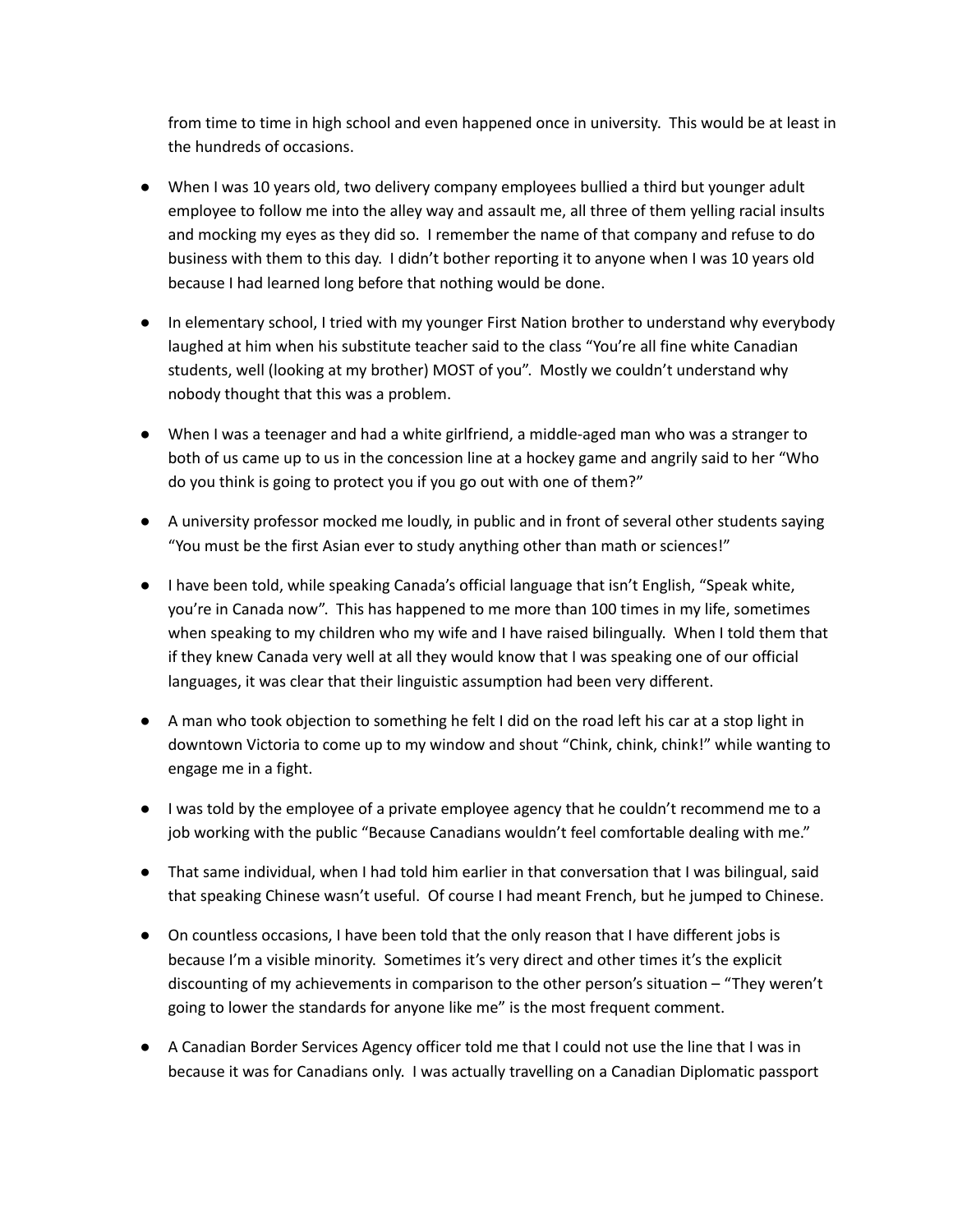from time to time in high school and even happened once in university. This would be at least in the hundreds of occasions.

- When I was 10 years old, two delivery company employees bullied a third but younger adult employee to follow me into the alley way and assault me, all three of them yelling racial insults and mocking my eyes as they did so. I remember the name of that company and refuse to do business with them to this day. I didn't bother reporting it to anyone when I was 10 years old because I had learned long before that nothing would be done.

- In elementary school, I tried with my younger First Nation brother to understand why everybody laughed at him when his substitute teacher said to the class "You're all fine white Canadian students, well (looking at my brother) MOST of you". Mostly we couldn't understand why nobody thought that this was a problem.

- When I was a teenager and had a white girlfriend, a middle-aged man who was a stranger to both of us came up to us in the concession line at a hockey game and angrily said to her "Who do you think is going to protect you if you go out with one of them?"

- A university professor mocked me loudly, in public and in front of several other students saying "You must be the first Asian ever to study anything other than math or sciences!"

- I have been told, while speaking Canada's official language that isn't English, "Speak white, you're in Canada now". This has happened to me more than 100 times in my life, sometimes when speaking to my children who my wife and I have raised bilingually. When I told them that if they knew Canada very well at all they would know that I was speaking one of our official languages, it was clear that their linguistic assumption had been very different.

- A man who took objection to something he felt I did on the road left his car at a stop light in downtown Victoria to come up to my window and shout "Chink, chink, chink!" while wanting to engage me in a fight.

- I was told by the employee of a private employee agency that he couldn't recommend me to a job working with the public "Because Canadians wouldn't feel comfortable dealing with me."

- That same individual, when I had told him earlier in that conversation that I was bilingual, said that speaking Chinese wasn't useful. Of course I had meant French, but he jumped to Chinese.

- On countless occasions, I have been told that the only reason that I have different jobs is because I'm a visible minority. Sometimes it's very direct and other times it's the explicit discounting of my achievements in comparison to the other person's situation – "They weren't going to lower the standards for anyone like me" is the most frequent comment.

- A Canadian Border Services Agency officer told me that I could not use the line that I was in because it was for Canadians only. I was actually travelling on a Canadian Diplomatic passport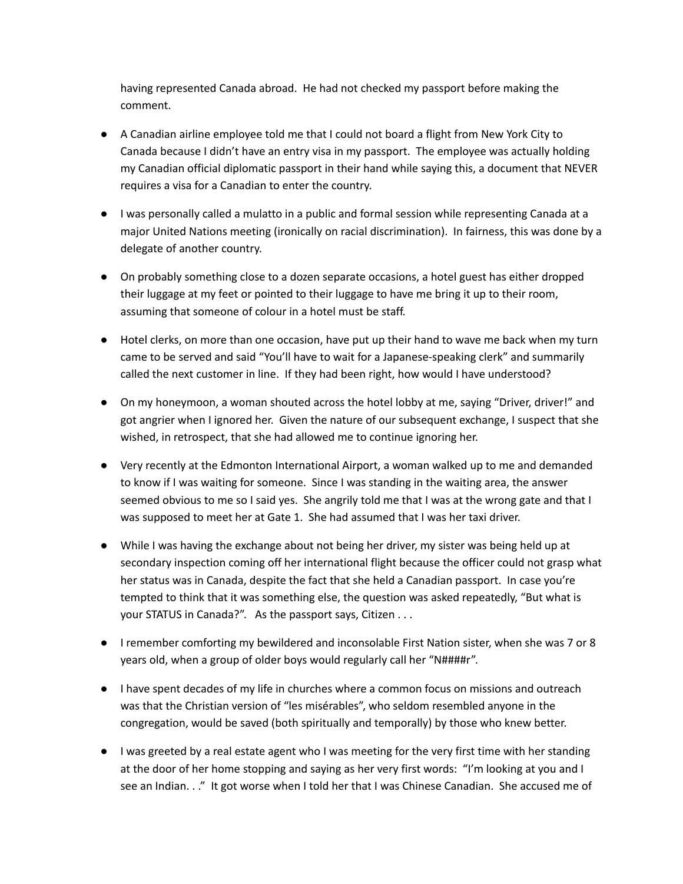having represented Canada abroad. He had not checked my passport before making the comment.

- A Canadian airline employee told me that I could not board a flight from New York City to Canada because I didn't have an entry visa in my passport. The employee was actually holding my Canadian official diplomatic passport in their hand while saying this, a document that NEVER requires a visa for a Canadian to enter the country.

- I was personally called a mulatto in a public and formal session while representing Canada at a major United Nations meeting (ironically on racial discrimination). In fairness, this was done by a delegate of another country.

- On probably something close to a dozen separate occasions, a hotel guest has either dropped their luggage at my feet or pointed to their luggage to have me bring it up to their room, assuming that someone of colour in a hotel must be staff.

- Hotel clerks, on more than one occasion, have put up their hand to wave me back when my turn came to be served and said "You'll have to wait for a Japanese-speaking clerk" and summarily called the next customer in line. If they had been right, how would I have understood?

- On my honeymoon, a woman shouted across the hotel lobby at me, saying "Driver, driver!" and got angrier when I ignored her. Given the nature of our subsequent exchange, I suspect that she wished, in retrospect, that she had allowed me to continue ignoring her.

- Very recently at the Edmonton International Airport, a woman walked up to me and demanded to know if I was waiting for someone. Since I was standing in the waiting area, the answer seemed obvious to me so I said yes. She angrily told me that I was at the wrong gate and that I was supposed to meet her at Gate 1. She had assumed that I was her taxi driver.

- While I was having the exchange about not being her driver, my sister was being held up at secondary inspection coming off her international flight because the officer could not grasp what her status was in Canada, despite the fact that she held a Canadian passport. In case you're tempted to think that it was something else, the question was asked repeatedly, "But what is your STATUS in Canada?". As the passport says, Citizen . . .

- I remember comforting my bewildered and inconsolable First Nation sister, when she was 7 or 8 years old, when a group of older boys would regularly call her "N####r".

- I have spent decades of my life in churches where a common focus on missions and outreach was that the Christian version of "les misérables", who seldom resembled anyone in the congregation, would be saved (both spiritually and temporally) by those who knew better.

- I was greeted by a real estate agent who I was meeting for the very first time with her standing at the door of her home stopping and saying as her very first words: "I'm looking at you and I see an Indian. . ." It got worse when I told her that I was Chinese Canadian. She accused me of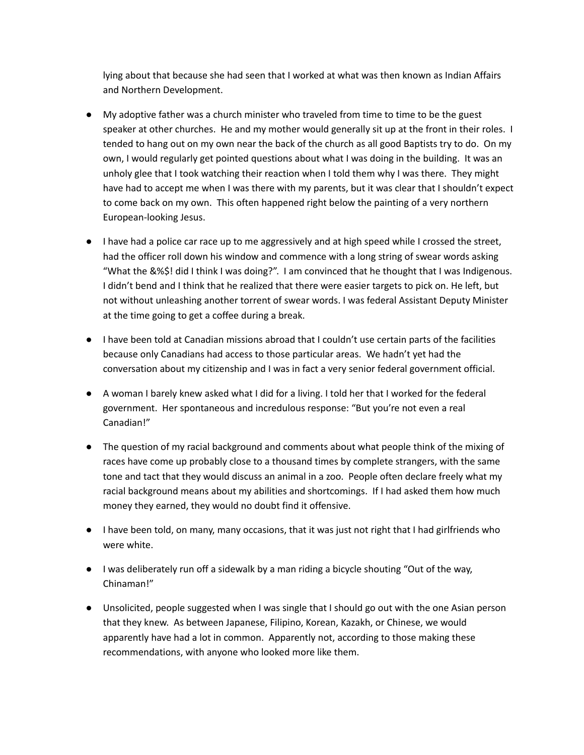lying about that because she had seen that I worked at what was then known as Indian Affairs and Northern Development.

- My adoptive father was a church minister who traveled from time to time to be the guest speaker at other churches. He and my mother would generally sit up at the front in their roles. I tended to hang out on my own near the back of the church as all good Baptists try to do. On my own, I would regularly get pointed questions about what I was doing in the building. It was an unholy glee that I took watching their reaction when I told them why I was there. They might have had to accept me when I was there with my parents, but it was clear that I shouldn't expect to come back on my own. This often happened right below the painting of a very northern European-looking Jesus.

- I have had a police car race up to me aggressively and at high speed while I crossed the street, had the officer roll down his window and commence with a long string of swear words asking "What the &%$! did I think I was doing?". I am convinced that he thought that I was Indigenous. I didn't bend and I think that he realized that there were easier targets to pick on. He left, but not without unleashing another torrent of swear words. I was federal Assistant Deputy Minister at the time going to get a coffee during a break.

- I have been told at Canadian missions abroad that I couldn't use certain parts of the facilities because only Canadians had access to those particular areas. We hadn't yet had the conversation about my citizenship and I was in fact a very senior federal government official.

- A woman I barely knew asked what I did for a living. I told her that I worked for the federal government. Her spontaneous and incredulous response: "But you're not even a real Canadian!"

- The question of my racial background and comments about what people think of the mixing of races have come up probably close to a thousand times by complete strangers, with the same tone and tact that they would discuss an animal in a zoo. People often declare freely what my racial background means about my abilities and shortcomings. If I had asked them how much money they earned, they would no doubt find it offensive.

- I have been told, on many, many occasions, that it was just not right that I had girlfriends who were white.

- I was deliberately run off a sidewalk by a man riding a bicycle shouting "Out of the way, Chinaman!"

- Unsolicited, people suggested when I was single that I should go out with the one Asian person that they knew. As between Japanese, Filipino, Korean, Kazakh, or Chinese, we would apparently have had a lot in common. Apparently not, according to those making these recommendations, with anyone who looked more like them.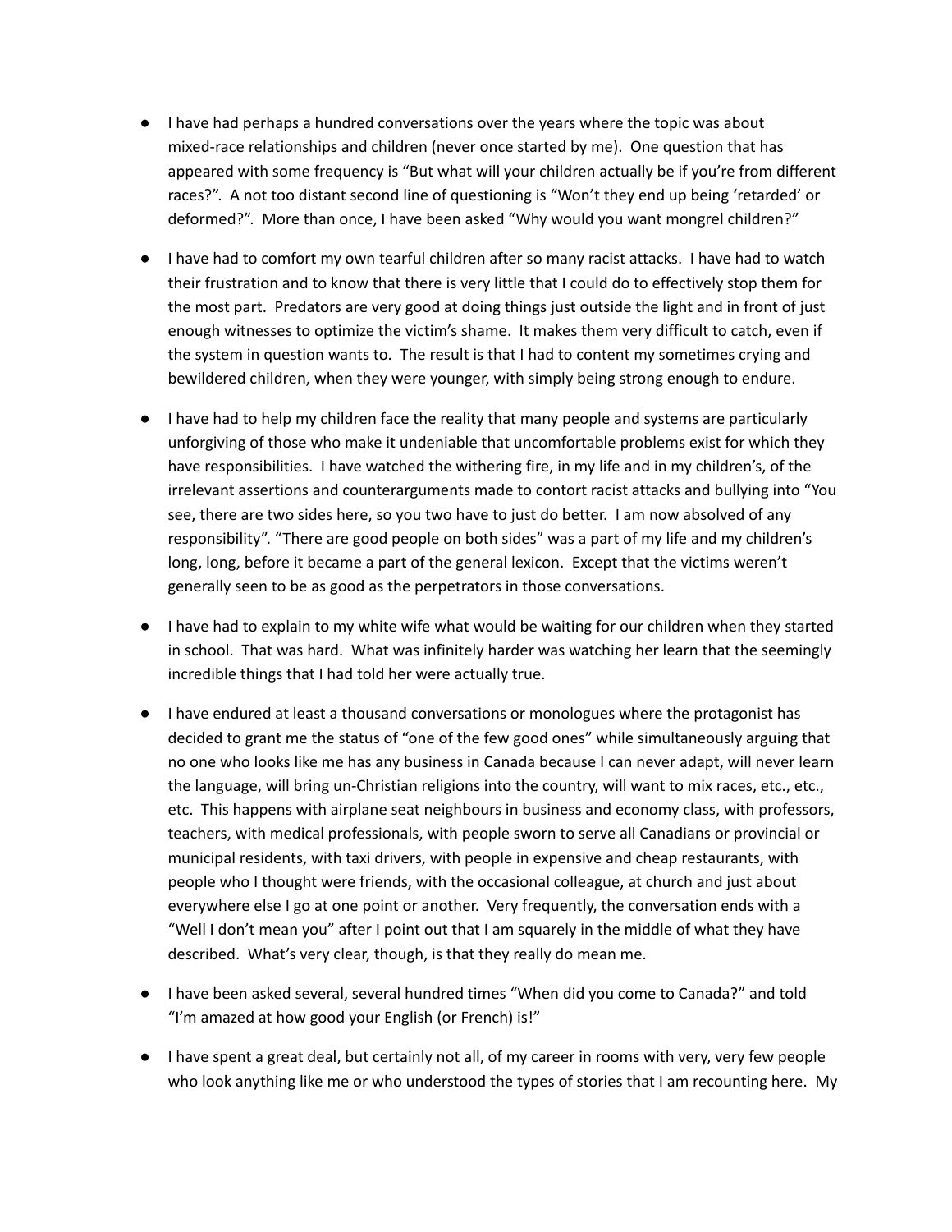- I have had perhaps a hundred conversations over the years where the topic was about mixed-race relationships and children (never once started by me). One question that has appeared with some frequency is "But what will your children actually be if you're from different races?". A not too distant second line of questioning is "Won't they end up being 'retarded' or deformed?". More than once, I have been asked "Why would you want mongrel children?"

- I have had to comfort my own tearful children after so many racist attacks. I have had to watch their frustration and to know that there is very little that I could do to effectively stop them for the most part. Predators are very good at doing things just outside the light and in front of just enough witnesses to optimize the victim's shame. It makes them very difficult to catch, even if the system in question wants to. The result is that I had to content my sometimes crying and bewildered children, when they were younger, with simply being strong enough to endure.

- I have had to help my children face the reality that many people and systems are particularly unforgiving of those who make it undeniable that uncomfortable problems exist for which they have responsibilities. I have watched the withering fire, in my life and in my children's, of the irrelevant assertions and counterarguments made to contort racist attacks and bullying into "You see, there are two sides here, so you two have to just do better. I am now absolved of any responsibility". "There are good people on both sides" was a part of my life and my children's long, long, before it became a part of the general lexicon. Except that the victims weren't generally seen to be as good as the perpetrators in those conversations.

- I have had to explain to my white wife what would be waiting for our children when they started in school. That was hard. What was infinitely harder was watching her learn that the seemingly incredible things that I had told her were actually true.

- I have endured at least a thousand conversations or monologues where the protagonist has decided to grant me the status of "one of the few good ones" while simultaneously arguing that no one who looks like me has any business in Canada because I can never adapt, will never learn the language, will bring un-Christian religions into the country, will want to mix races, etc., etc., etc. This happens with airplane seat neighbours in business and economy class, with professors, teachers, with medical professionals, with people sworn to serve all Canadians or provincial or municipal residents, with taxi drivers, with people in expensive and cheap restaurants, with people who I thought were friends, with the occasional colleague, at church and just about everywhere else I go at one point or another. Very frequently, the conversation ends with a "Well I don't mean you" after I point out that I am squarely in the middle of what they have described. What's very clear, though, is that they really do mean me.

- I have been asked several, several hundred times "When did you come to Canada?" and told "I'm amazed at how good your English (or French) is!"

- I have spent a great deal, but certainly not all, of my career in rooms with very, very few people who look anything like me or who understood the types of stories that I am recounting here. My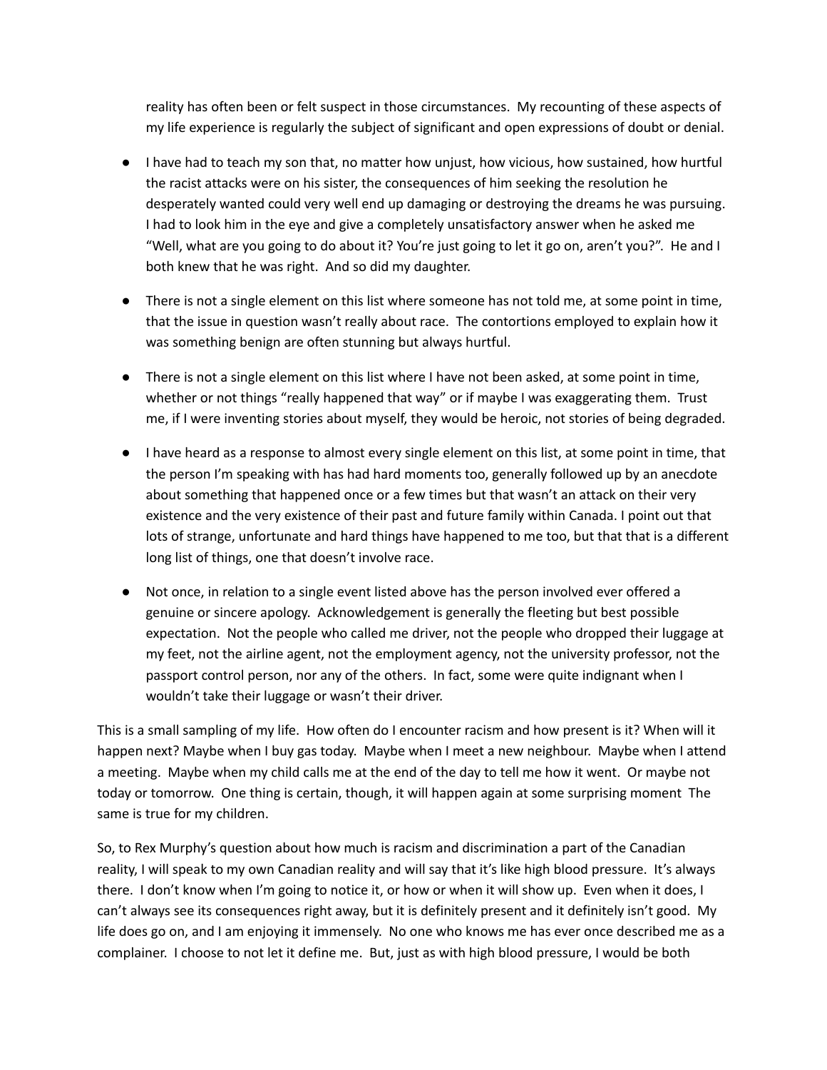reality has often been or felt suspect in those circumstances. My recounting of these aspects of my life experience is regularly the subject of significant and open expressions of doubt or denial.

- I have had to teach my son that, no matter how unjust, how vicious, how sustained, how hurtful the racist attacks were on his sister, the consequences of him seeking the resolution he desperately wanted could very well end up damaging or destroying the dreams he was pursuing. I had to look him in the eye and give a completely unsatisfactory answer when he asked me "Well, what are you going to do about it? You're just going to let it go on, aren't you?". He and I both knew that he was right. And so did my daughter.

- There is not a single element on this list where someone has not told me, at some point in time, that the issue in question wasn't really about race. The contortions employed to explain how it was something benign are often stunning but always hurtful.

- There is not a single element on this list where I have not been asked, at some point in time, whether or not things "really happened that way" or if maybe I was exaggerating them. Trust me, if I were inventing stories about myself, they would be heroic, not stories of being degraded.

- I have heard as a response to almost every single element on this list, at some point in time, that the person I'm speaking with has had hard moments too, generally followed up by an anecdote about something that happened once or a few times but that wasn't an attack on their very existence and the very existence of their past and future family within Canada. I point out that lots of strange, unfortunate and hard things have happened to me too, but that that is a different long list of things, one that doesn't involve race.

- Not once, in relation to a single event listed above has the person involved ever offered a genuine or sincere apology. Acknowledgement is generally the fleeting but best possible expectation. Not the people who called me driver, not the people who dropped their luggage at my feet, not the airline agent, not the employment agency, not the university professor, not the passport control person, nor any of the others. In fact, some were quite indignant when I wouldn't take their luggage or wasn't their driver.

This is a small sampling of my life. How often do I encounter racism and how present is it? When will it happen next? Maybe when I buy gas today. Maybe when I meet a new neighbour. Maybe when I attend a meeting. Maybe when my child calls me at the end of the day to tell me how it went. Or maybe not today or tomorrow. One thing is certain, though, it will happen again at some surprising moment The same is true for my children.

So, to Rex Murphy's question about how much is racism and discrimination a part of the Canadian reality, I will speak to my own Canadian reality and will say that it's like high blood pressure. It's always there. I don't know when I'm going to notice it, or how or when it will show up. Even when it does, I can't always see its consequences right away, but it is definitely present and it definitely isn't good. My life does go on, and I am enjoying it immensely. No one who knows me has ever once described me as a complainer. I choose to not let it define me. But, just as with high blood pressure, I would be both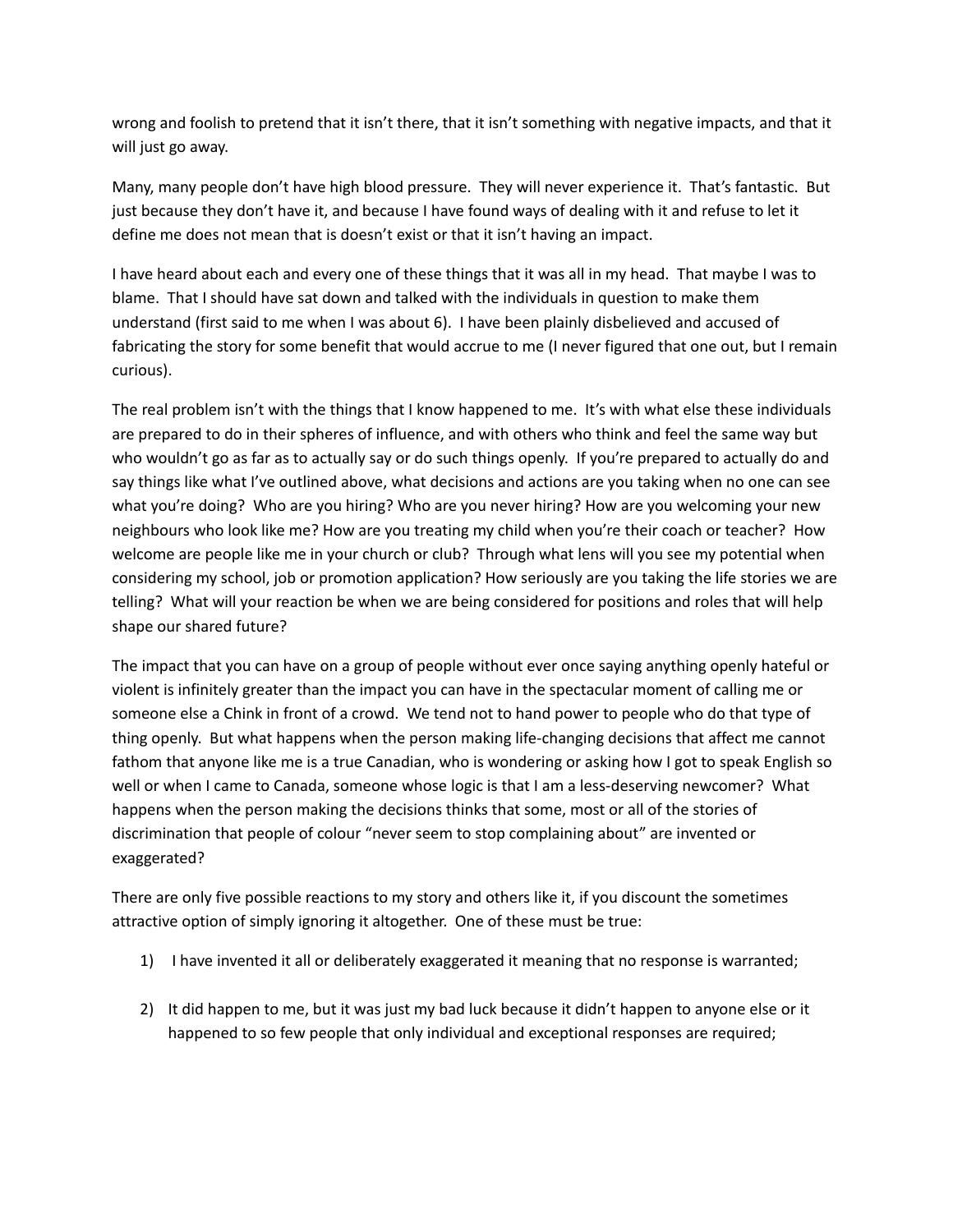wrong and foolish to pretend that it isn't there, that it isn't something with negative impacts, and that it will just go away.

Many, many people don't have high blood pressure. They will never experience it. That's fantastic. But just because they don't have it, and because I have found ways of dealing with it and refuse to let it define me does not mean that is doesn't exist or that it isn't having an impact.

I have heard about each and every one of these things that it was all in my head. That maybe I was to blame. That I should have sat down and talked with the individuals in question to make them understand (first said to me when I was about 6). I have been plainly disbelieved and accused of fabricating the story for some benefit that would accrue to me (I never figured that one out, but I remain curious).

The real problem isn't with the things that I know happened to me. It's with what else these individuals are prepared to do in their spheres of influence, and with others who think and feel the same way but who wouldn't go as far as to actually say or do such things openly. If you're prepared to actually do and say things like what I've outlined above, what decisions and actions are you taking when no one can see what you're doing? Who are you hiring? Who are you never hiring? How are you welcoming your new neighbours who look like me? How are you treating my child when you're their coach or teacher? How welcome are people like me in your church or club? Through what lens will you see my potential when considering my school, job or promotion application? How seriously are you taking the life stories we are telling? What will your reaction be when we are being considered for positions and roles that will help shape our shared future?

The impact that you can have on a group of people without ever once saying anything openly hateful or violent is infinitely greater than the impact you can have in the spectacular moment of calling me or someone else a Chink in front of a crowd. We tend not to hand power to people who do that type of thing openly. But what happens when the person making life-changing decisions that affect me cannot fathom that anyone like me is a true Canadian, who is wondering or asking how I got to speak English so well or when I came to Canada, someone whose logic is that I am a less-deserving newcomer? What happens when the person making the decisions thinks that some, most or all of the stories of discrimination that people of colour "never seem to stop complaining about" are invented or exaggerated?

There are only five possible reactions to my story and others like it, if you discount the sometimes attractive option of simply ignoring it altogether. One of these must be true:

1) I have invented it all or deliberately exaggerated it meaning that no response is warranted;

2) It did happen to me, but it was just my bad luck because it didn't happen to anyone else or it happened to so few people that only individual and exceptional responses are required;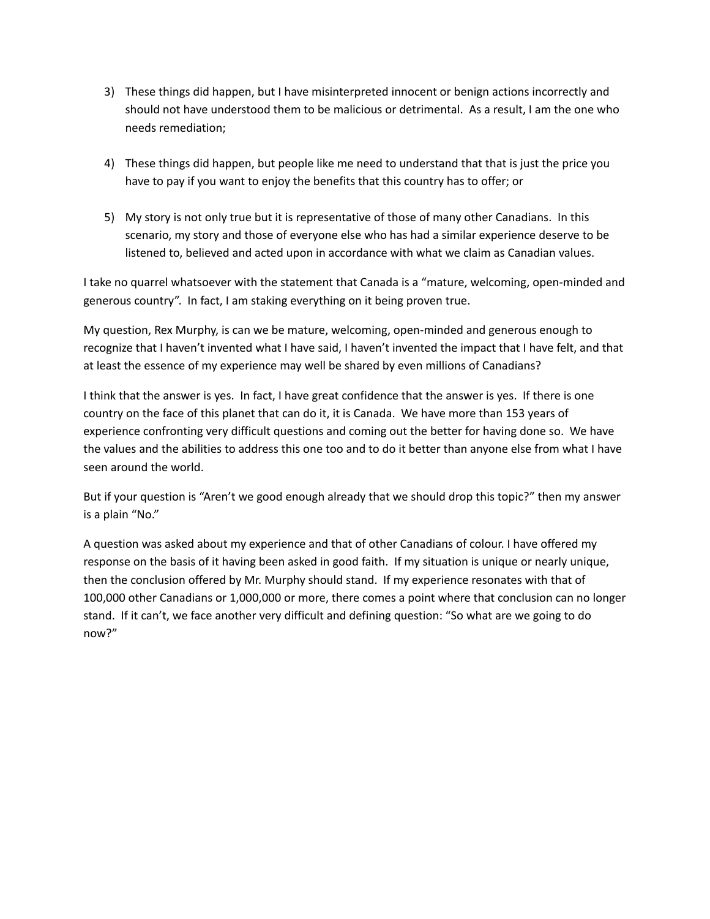3) These things did happen, but I have misinterpreted innocent or benign actions incorrectly and should not have understood them to be malicious or detrimental. As a result, I am the one who needs remediation;

4) These things did happen, but people like me need to understand that that is just the price you have to pay if you want to enjoy the benefits that this country has to offer; or

5) My story is not only true but it is representative of those of many other Canadians. In this scenario, my story and those of everyone else who has had a similar experience deserve to be listened to, believed and acted upon in accordance with what we claim as Canadian values.

I take no quarrel whatsoever with the statement that Canada is a "mature, welcoming, open-minded and generous country". In fact, I am staking everything on it being proven true.

My question, Rex Murphy, is can we be mature, welcoming, open-minded and generous enough to recognize that I haven't invented what I have said, I haven't invented the impact that I have felt, and that at least the essence of my experience may well be shared by even millions of Canadians?

I think that the answer is yes. In fact, I have great confidence that the answer is yes. If there is one country on the face of this planet that can do it, it is Canada. We have more than 153 years of experience confronting very difficult questions and coming out the better for having done so. We have the values and the abilities to address this one too and to do it better than anyone else from what I have seen around the world.

But if your question is "Aren't we good enough already that we should drop this topic?" then my answer is a plain "No."

A question was asked about my experience and that of other Canadians of colour. I have offered my response on the basis of it having been asked in good faith. If my situation is unique or nearly unique, then the conclusion offered by Mr. Murphy should stand. If my experience resonates with that of 100,000 other Canadians or 1,000,000 or more, there comes a point where that conclusion can no longer stand. If it can't, we face another very difficult and defining question: "So what are we going to do now?"